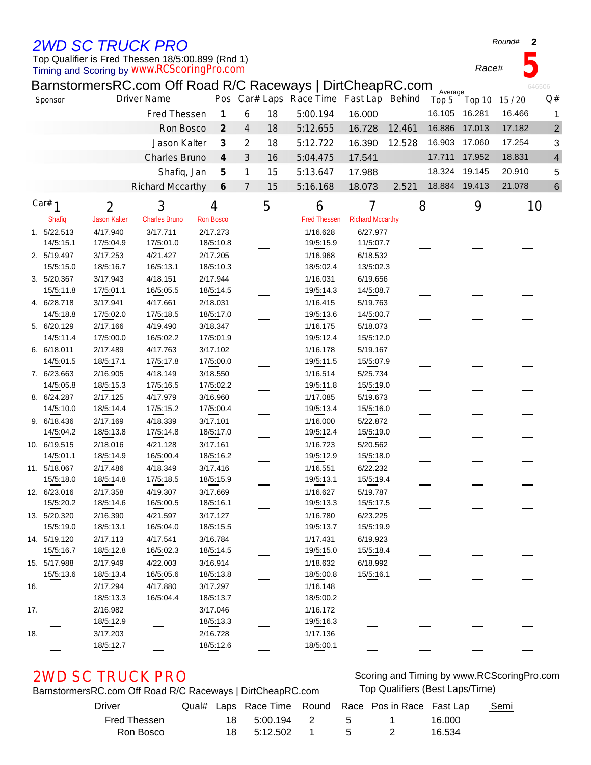# 2WD SC TRUCK PRO

Top Qualifier is Fred Thessen 18/5:00.899 (Rnd 1)

Timing and Scoring by www.RCScoringPro.com

Round# **2**

Race# **5**

## BarnstormersRC.com Off Road R/C Raceways | DirtCheapRC.com

646506

| Sponsor | Driver Name | Pos | Car# | Laps | Race Time | Fast Lap | Behind | Average Top 5 | Top 10 | 15 / 20 | Q# |
|---|---|---|---|---|---|---|---|---|---|---|---|
| | Fred Thessen | 1 | 6 | 18 | 5:00.194 | 16.000 | | 16.105 | 16.281 | 16.466 | 1 |
| | Ron Bosco | 2 | 4 | 18 | 5:12.655 | 16.728 | 12.461 | 16.886 | 17.013 | 17.182 | 2 |
| | Jason Kalter | 3 | 2 | 18 | 5:12.722 | 16.390 | 12.528 | 16.903 | 17.060 | 17.254 | 3 |
| | Charles Bruno | 4 | 3 | 16 | 5:04.475 | 17.541 | | 17.711 | 17.952 | 18.831 | 4 |
| | Shafiq, Jan | 5 | 1 | 15 | 5:13.647 | 17.988 | | 18.324 | 19.145 | 20.910 | 5 |
| | Richard Mccarthy | 6 | 7 | 15 | 5:16.168 | 18.073 | 2.521 | 18.884 | 19.413 | 21.078 | 6 |

| Lap | Car# 1 Shafiq | 2 Jason Kalter | 3 Charles Bruno | 4 Ron Bosco | 5 | 6 Fred Thessen | 7 Richard Mccarthy | 8 | 9 | 10 |
|---|---|---|---|---|---|---|---|---|---|---|
| 1. | 5/22.513 14/5:15.1 | 4/17.940 17/5:04.9 | 3/17.711 17/5:01.0 | 2/17.273 18/5:10.8 | | 1/16.628 19/5:15.9 | 6/27.977 11/5:07.7 | | | |
| 2. | 5/19.497 15/5:15.0 | 3/17.253 18/5:16.7 | 4/21.427 16/5:13.1 | 2/17.205 18/5:10.3 | | 1/16.968 18/5:02.4 | 6/18.532 13/5:02.3 | | | |
| 3. | 5/20.367 15/5:11.8 | 3/17.943 17/5:01.1 | 4/18.151 16/5:05.5 | 2/17.944 18/5:14.5 | | 1/16.031 19/5:14.3 | 6/19.656 14/5:08.7 | | | |
| 4. | 6/28.718 14/5:18.8 | 3/17.941 17/5:02.0 | 4/17.661 17/5:18.5 | 2/18.031 18/5:17.0 | | 1/16.415 19/5:13.6 | 5/19.763 14/5:00.7 | | | |
| 5. | 6/20.129 14/5:11.4 | 2/17.166 17/5:00.0 | 4/19.490 16/5:02.2 | 3/18.347 17/5:01.9 | | 1/16.175 19/5:12.4 | 5/18.073 15/5:12.0 | | | |
| 6. | 6/18.011 14/5:01.5 | 2/17.489 18/5:17.1 | 4/17.763 17/5:17.8 | 3/17.102 17/5:00.0 | | 1/16.178 19/5:11.5 | 5/19.167 15/5:07.9 | | | |
| 7. | 6/23.663 14/5:05.8 | 2/16.905 18/5:15.3 | 4/18.149 17/5:16.5 | 3/18.550 17/5:02.2 | | 1/16.514 19/5:11.8 | 5/25.734 15/5:19.0 | | | |
| 8. | 6/24.287 14/5:10.0 | 2/17.125 18/5:14.4 | 4/17.979 17/5:15.2 | 3/16.960 17/5:00.4 | | 1/17.085 19/5:13.4 | 5/19.673 15/5:16.0 | | | |
| 9. | 6/18.436 14/5:04.2 | 2/17.169 18/5:13.8 | 4/18.339 17/5:14.8 | 3/17.101 18/5:17.0 | | 1/16.000 19/5:12.4 | 5/22.872 15/5:19.0 | | | |
| 10. | 6/19.515 14/5:01.1 | 2/18.016 18/5:14.9 | 4/21.128 16/5:00.4 | 3/17.161 18/5:16.2 | | 1/16.723 19/5:12.9 | 5/20.562 15/5:18.0 | | | |
| 11. | 5/18.067 15/5:18.0 | 2/17.486 18/5:14.8 | 4/18.349 17/5:18.5 | 3/17.416 18/5:15.9 | | 1/16.551 19/5:13.1 | 6/22.232 15/5:19.4 | | | |
| 12. | 6/23.016 15/5:20.2 | 2/17.358 18/5:14.6 | 4/19.307 16/5:00.5 | 3/17.669 18/5:16.1 | | 1/16.627 19/5:13.3 | 5/19.787 15/5:17.5 | | | |
| 13. | 5/20.320 15/5:19.0 | 2/16.390 18/5:13.1 | 4/21.597 16/5:04.0 | 3/17.127 18/5:15.5 | | 1/16.780 19/5:13.7 | 6/23.225 15/5:19.9 | | | |
| 14. | 5/19.120 15/5:16.7 | 2/17.113 18/5:12.8 | 4/17.541 16/5:02.3 | 3/16.784 18/5:14.5 | | 1/17.431 19/5:15.0 | 6/19.923 15/5:18.4 | | | |
| 15. | 5/17.988 15/5:13.6 | 2/17.949 18/5:13.4 | 4/22.003 16/5:05.6 | 3/16.914 18/5:13.8 | | 1/18.632 18/5:00.8 | 6/18.992 15/5:16.1 | | | |
| 16. | | 2/17.294 18/5:13.3 | 4/17.880 16/5:04.4 | 3/17.297 18/5:13.7 | | 1/16.148 18/5:00.2 | | | | |
| 17. | | 2/16.982 18/5:12.9 | | 3/17.046 18/5:13.3 | | 1/16.172 19/5:16.3 | | | | |
| 18. | | 3/17.203 18/5:12.7 | | 2/16.728 18/5:12.6 | | 1/17.136 18/5:00.1 | | | | |

# 2WD SC TRUCK PRO

BarnstormersRC.com Off Road R/C Raceways | DirtCheapRC.com

Scoring and Timing by www.RCScoringPro.com

Top Qualifiers (Best Laps/Time)

| Driver | Qual# | Laps | Race Time | Round | Race | Pos in Race | Fast Lap | Semi |
|---|---|---|---|---|---|---|---|---|
| Fred Thessen | | 18 | 5:00.194 | 2 | 5 | 1 | 16.000 | |
| Ron Bosco | | 18 | 5:12.502 | 1 | 5 | 2 | 16.534 | |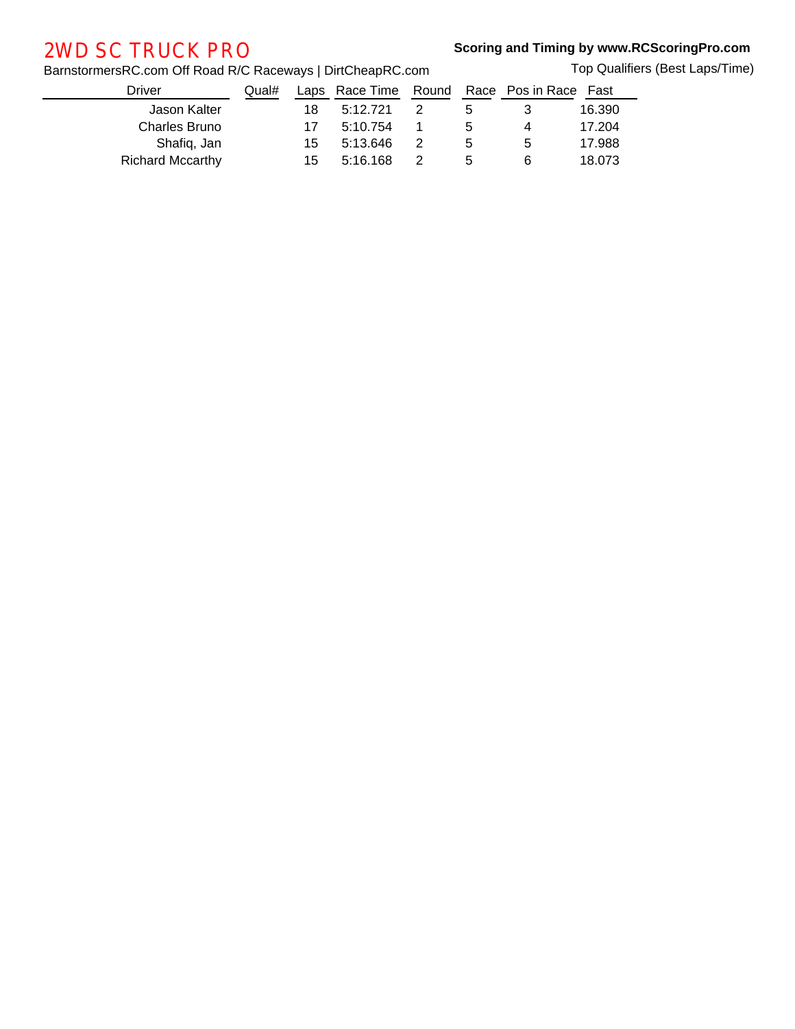# 2WD SC TRUCK PRO

**Scoring and Timing by www.RCScoringPro.com**

BarnstormersRC.com Off Road R/C Raceways | DirtCheapRC.com

Top Qualifiers (Best Laps/Time)

| Driver | Qual# | Laps | Race Time | Round | Race | Pos in Race | Fast |
|---|---|---|---|---|---|---|---|
| Jason Kalter | | 18 | 5:12.721 | 2 | 5 | 3 | 16.390 |
| Charles Bruno | | 17 | 5:10.754 | 1 | 5 | 4 | 17.204 |
| Shafiq, Jan | | 15 | 5:13.646 | 2 | 5 | 5 | 17.988 |
| Richard Mccarthy | | 15 | 5:16.168 | 2 | 5 | 6 | 18.073 |